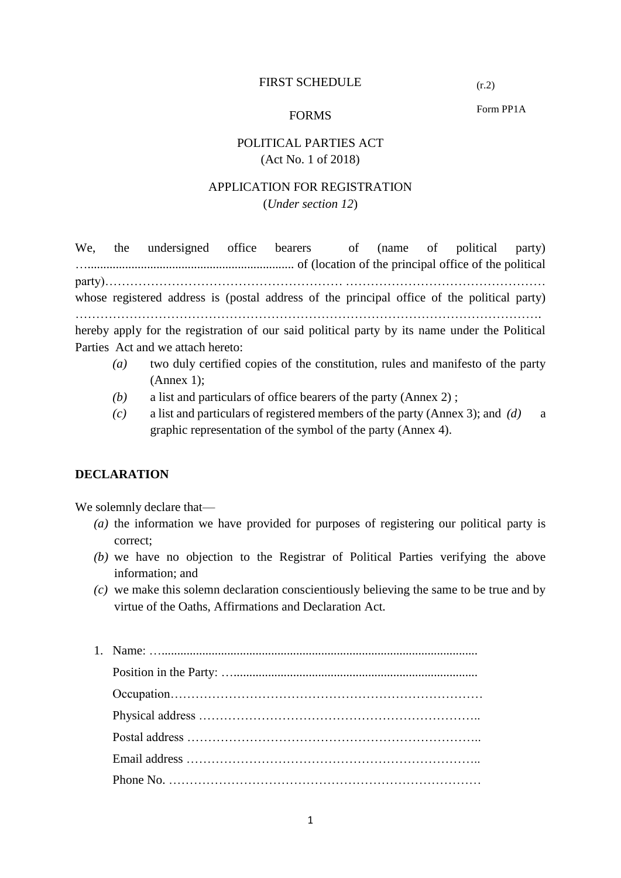FIRST SCHEDULE

(r.2)

Form PP1A

FORMS

POLITICAL PARTIES ACT
(Act No. 1 of 2018)

APPLICATION FOR REGISTRATION
(*Under section 12*)

We, the undersigned office bearers of (name of political party) …................................................................ of (location of the principal office of the political party)………………………………………………… ………………………………………… whose registered address is (postal address of the principal office of the political party) ……………………………………………………………………………………………… hereby apply for the registration of our said political party by its name under the Political Parties Act and we attach hereto:

- *(a)* two duly certified copies of the constitution, rules and manifesto of the party (Annex 1);
- *(b)* a list and particulars of office bearers of the party (Annex 2) ;
- *(c)* a list and particulars of registered members of the party (Annex 3); and *(d)* a graphic representation of the symbol of the party (Annex 4).

**DECLARATION**

We solemnly declare that—

- *(a)* the information we have provided for purposes of registering our political party is correct;
- *(b)* we have no objection to the Registrar of Political Parties verifying the above information; and
- *(c)* we make this solemn declaration conscientiously believing the same to be true and by virtue of the Oaths, Affirmations and Declaration Act.

1. Name: ….....................................................................................................

   Position in the Party: …...............................................................................

   Occupation…………………………………………………………………

   Physical address …………………………………………………………..

   Postal address ……………………………………………………………..

   Email address ……………………………………………………………..

   Phone No. …………………………………………………………………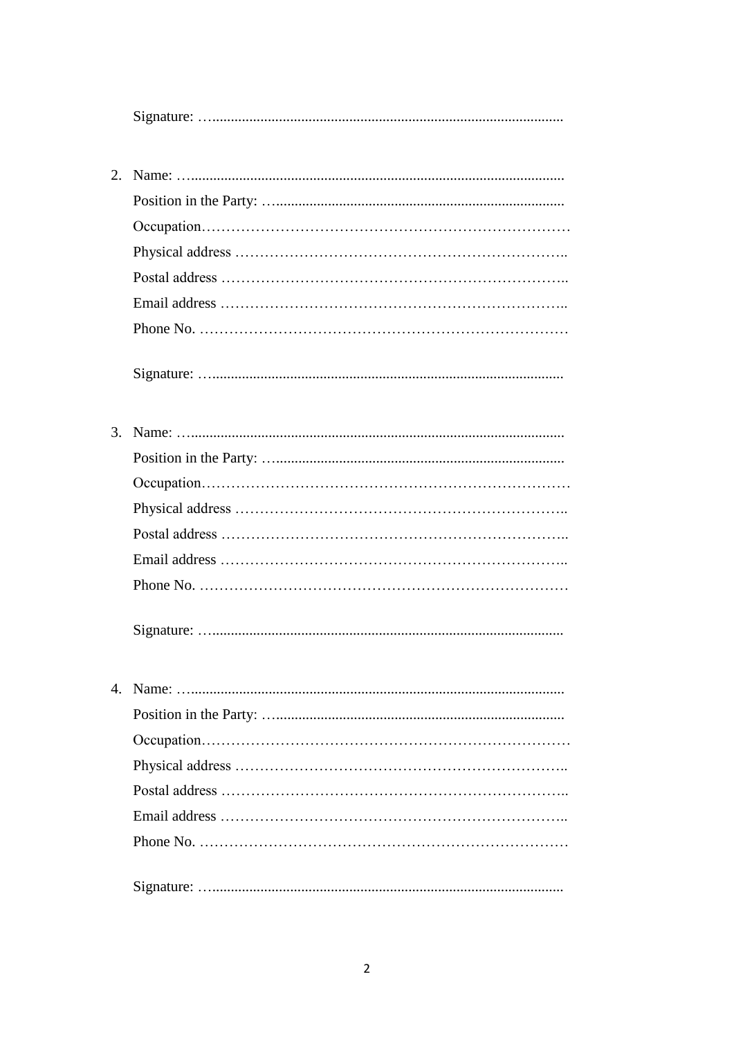Signature: …...............................................................................................

2. Name: …...................................................................................................
   Position in the Party: …..............................................................................
   Occupation…………………………………………………………………
   Physical address …………………………………………………………..
   Postal address ……………………………………………………………..
   Email address ……………………………………………………………..
   Phone No. …………………………………………………………………

   Signature: …...............................................................................................

3. Name: …...................................................................................................
   Position in the Party: …..............................................................................
   Occupation…………………………………………………………………
   Physical address …………………………………………………………..
   Postal address ……………………………………………………………..
   Email address ……………………………………………………………..
   Phone No. …………………………………………………………………

   Signature: …...............................................................................................

4. Name: …...................................................................................................
   Position in the Party: …..............................................................................
   Occupation…………………………………………………………………
   Physical address …………………………………………………………..
   Postal address ……………………………………………………………..
   Email address ……………………………………………………………..
   Phone No. …………………………………………………………………

   Signature: …...............................................................................................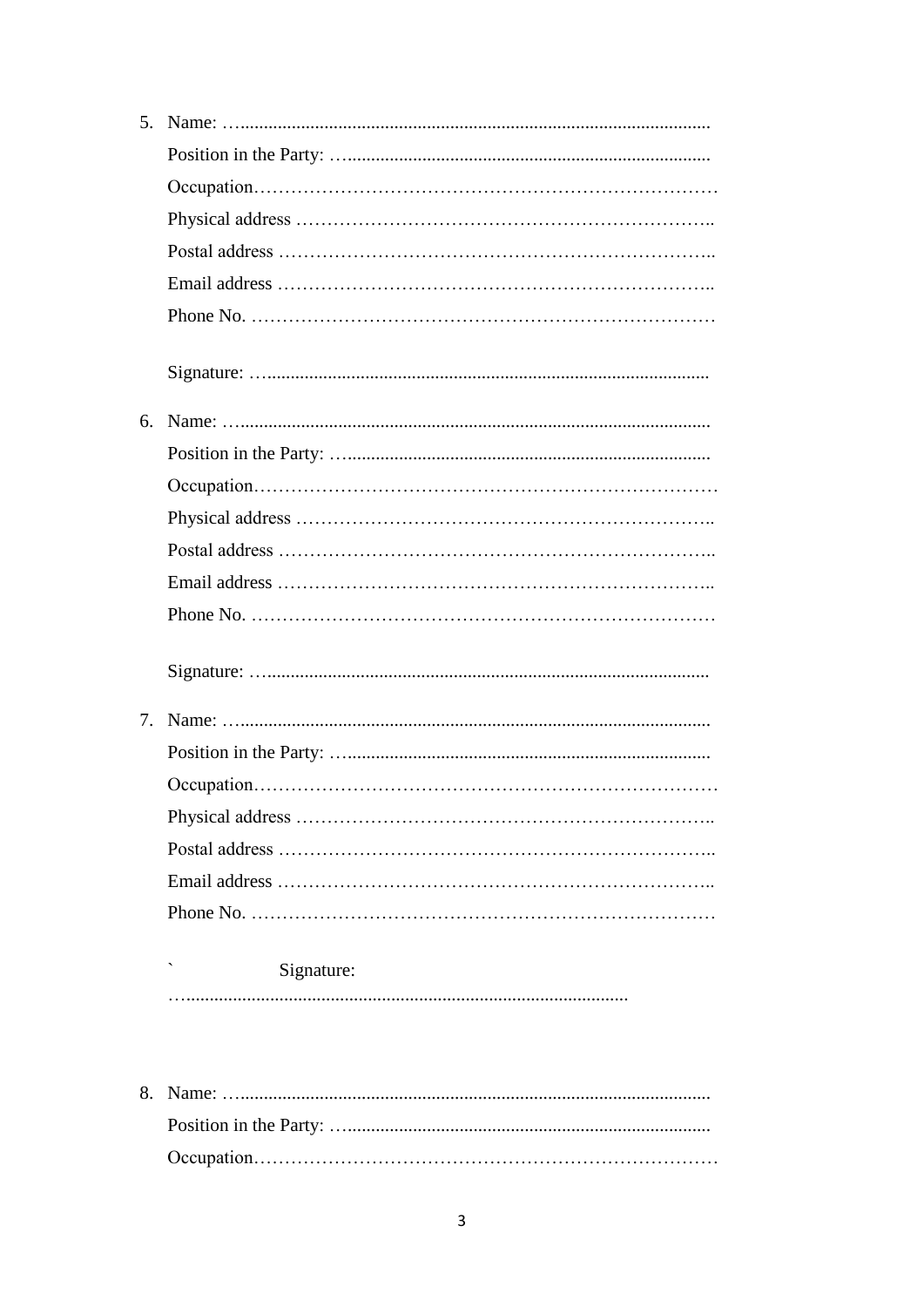5. Name: …....................................................................................................

   Position in the Party: …..............................................................................

   Occupation…………………………………………………………………

   Physical address …………………………………………………………..

   Postal address ……………………………………………………………..

   Email address ……………………………………………………………..

   Phone No. …………………………………………………………………

   Signature: …...............................................................................................

6. Name: …....................................................................................................

   Position in the Party: …..............................................................................

   Occupation…………………………………………………………………

   Physical address …………………………………………………………..

   Postal address ……………………………………………………………..

   Email address ……………………………………………………………..

   Phone No. …………………………………………………………………

   Signature: …...............................................................................................

7. Name: …....................................................................................................

   Position in the Party: …..............................................................................

   Occupation…………………………………………………………………

   Physical address …………………………………………………………..

   Postal address ……………………………………………………………..

   Email address ……………………………………………………………..

   Phone No. …………………………………………………………………

   `                Signature:

   …...............................................................................................

8. Name: …....................................................................................................

   Position in the Party: …..............................................................................

   Occupation…………………………………………………………………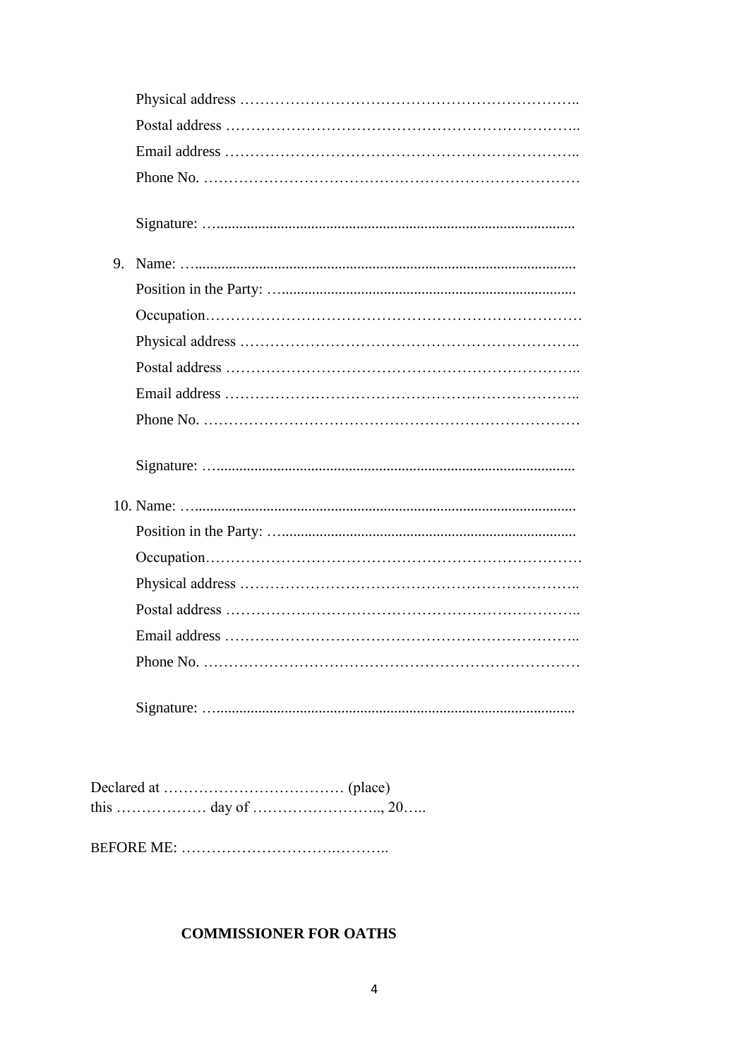Physical address …………………………………………………………..

Postal address ……………………………………………………………..

Email address ……………………………………………………………..

Phone No. …………………………………………………………………

Signature: …..............................................................................................

9. Name: …....................................................................................................

   Position in the Party: …..............................................................................

   Occupation…………………………………………………………………

   Physical address …………………………………………………………..

   Postal address ……………………………………………………………..

   Email address ……………………………………………………………..

   Phone No. …………………………………………………………………

   Signature: …..............................................................................................

10. Name: …....................................................................................................

    Position in the Party: …..............................................................................

    Occupation…………………………………………………………………

    Physical address …………………………………………………………..

    Postal address ……………………………………………………………..

    Email address ……………………………………………………………..

    Phone No. …………………………………………………………………

    Signature: …..............................................................................................

Declared at ……………………………… (place)
this ……………… day of …………………….., 20…..

BEFORE ME: …………………….………..

**COMMISSIONER FOR OATHS**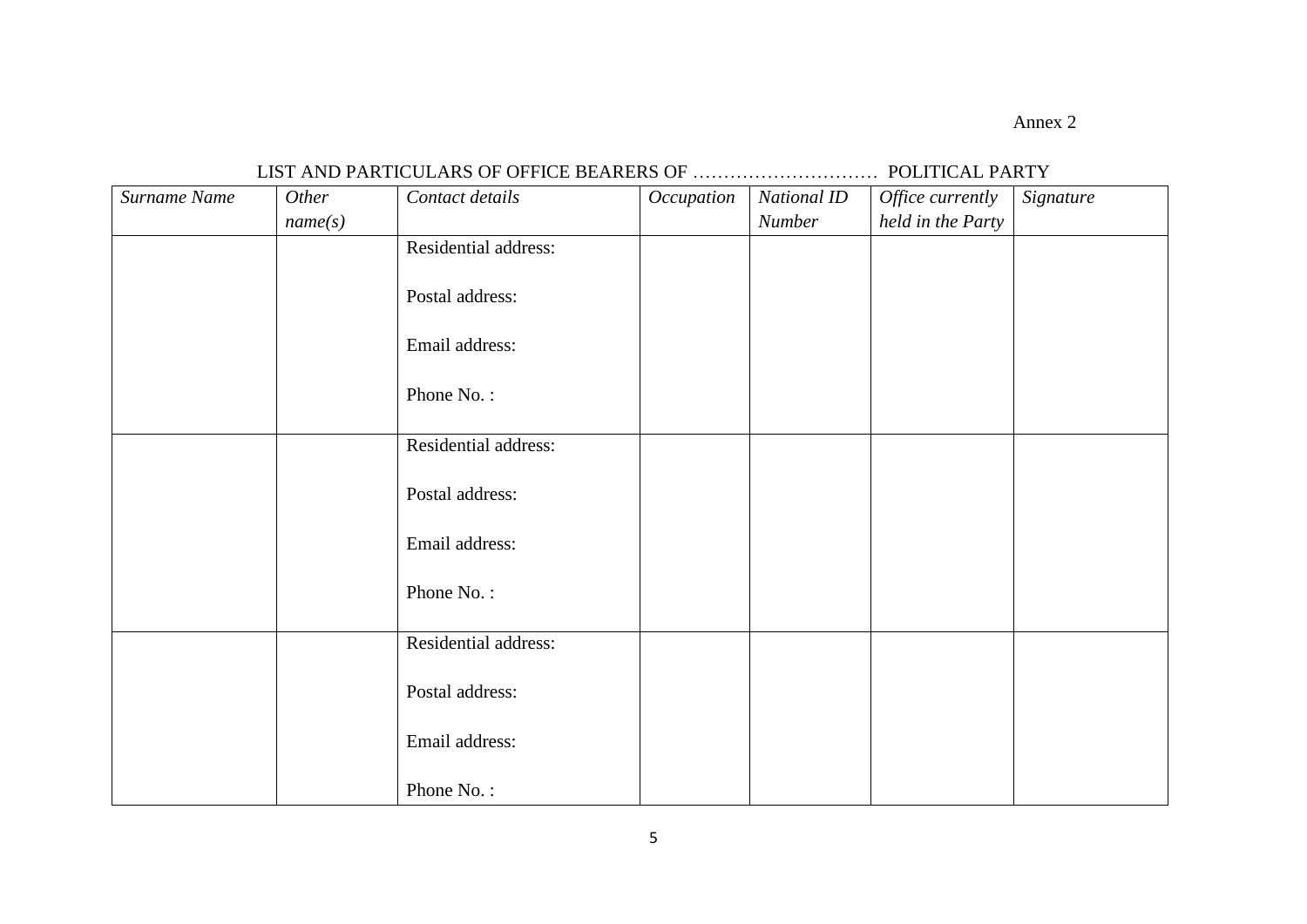Annex 2

LIST AND PARTICULARS OF OFFICE BEARERS OF ………………………… POLITICAL PARTY

| *Surname Name* | *Other name(s)* | *Contact details* | *Occupation* | *National ID Number* | *Office currently held in the Party* | *Signature* |
|---|---|---|---|---|---|---|
| | | Residential address:<br><br>Postal address:<br><br>Email address:<br><br>Phone No. : | | | | |
| | | Residential address:<br><br>Postal address:<br><br>Email address:<br><br>Phone No. : | | | | |
| | | Residential address:<br><br>Postal address:<br><br>Email address:<br><br>Phone No. : | | | | |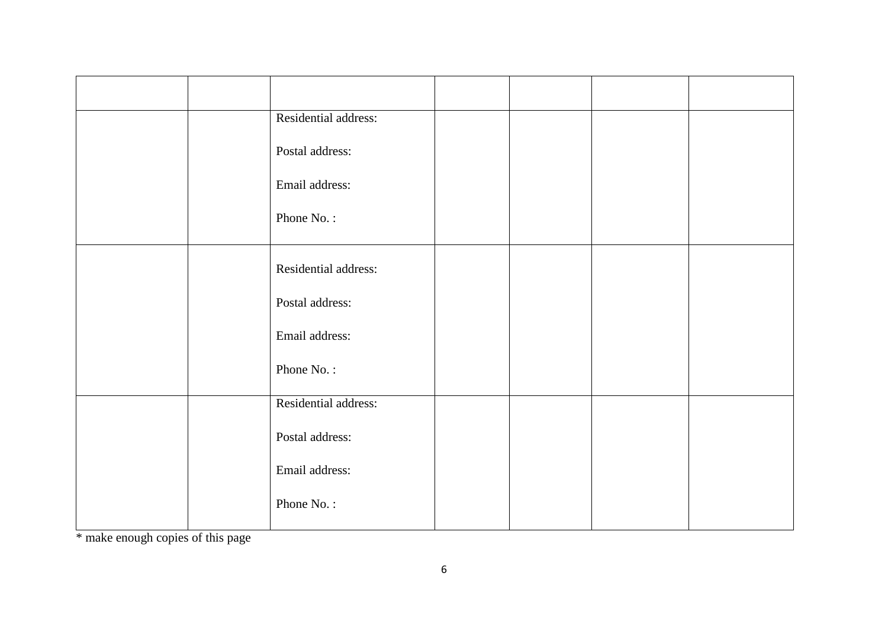| | | | | | | |
|---|---|---|---|---|---|---|
| | | Residential address:<br><br>Postal address:<br><br>Email address:<br><br>Phone No. : | | | | |
| | | Residential address:<br><br>Postal address:<br><br>Email address:<br><br>Phone No. : | | | | |
| | | Residential address:<br><br>Postal address:<br><br>Email address:<br><br>Phone No. : | | | | |

* make enough copies of this page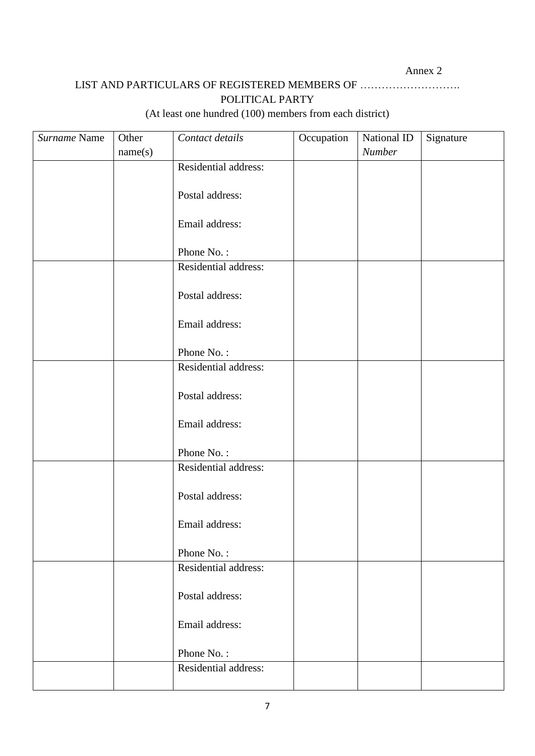Annex 2

LIST AND PARTICULARS OF REGISTERED MEMBERS OF ……………………….
POLITICAL PARTY

(At least one hundred (100) members from each district)

| *Surname* Name | Other name(s) | *Contact details* | Occupation | National ID *Number* | Signature |
|---|---|---|---|---|---|
| | | Residential address:<br><br>Postal address:<br><br>Email address:<br><br>Phone No. : | | | |
| | | Residential address:<br><br>Postal address:<br><br>Email address:<br><br>Phone No. : | | | |
| | | Residential address:<br><br>Postal address:<br><br>Email address:<br><br>Phone No. : | | | |
| | | Residential address:<br><br>Postal address:<br><br>Email address:<br><br>Phone No. : | | | |
| | | Residential address:<br><br>Postal address:<br><br>Email address:<br><br>Phone No. : | | | |
| | | Residential address: | | | |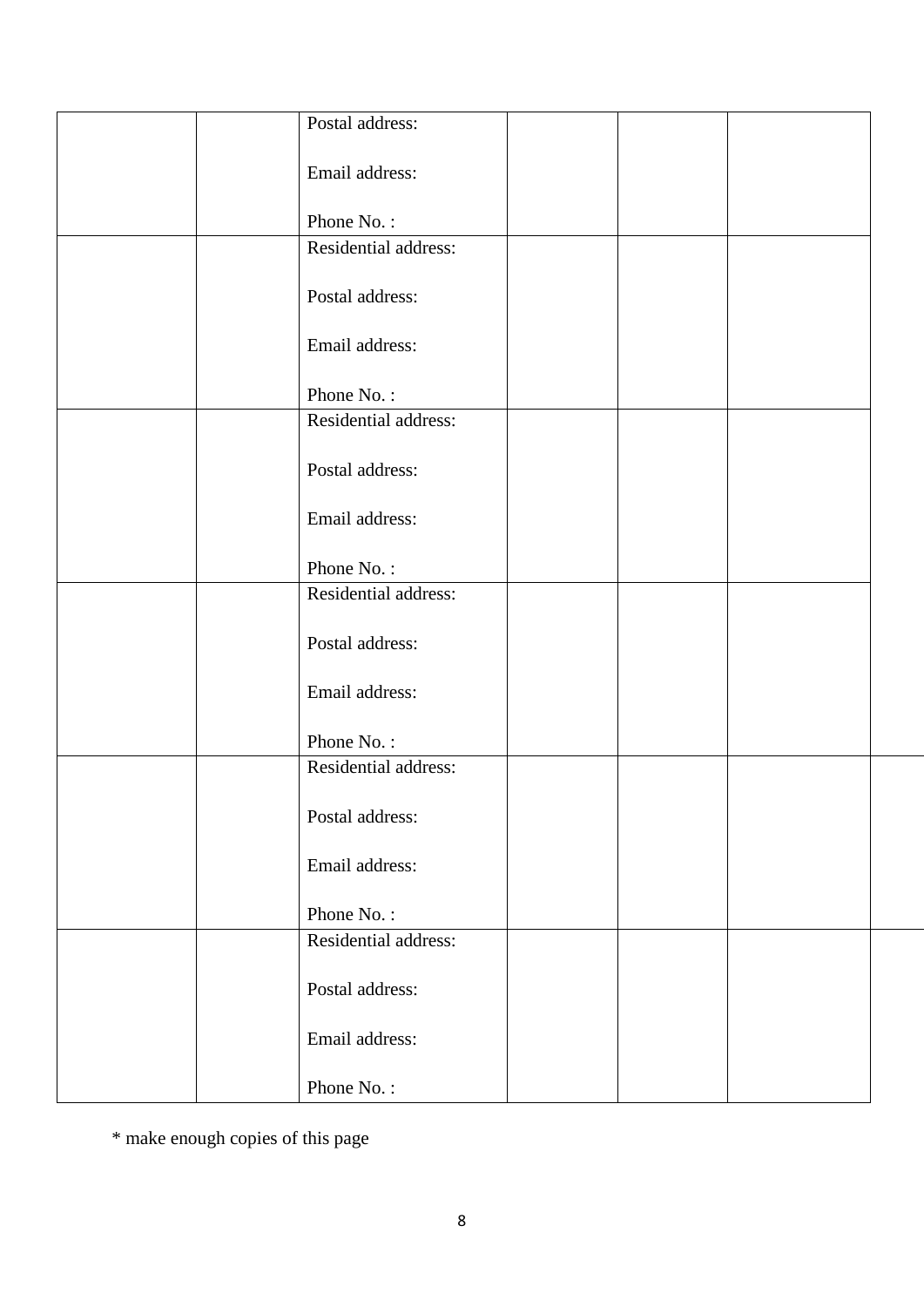| | | | | | |
|---|---|---|---|---|---|
| | | Postal address:<br><br>Email address:<br><br>Phone No. : | | | |
| | | Residential address:<br><br>Postal address:<br><br>Email address:<br><br>Phone No. : | | | |
| | | Residential address:<br><br>Postal address:<br><br>Email address:<br><br>Phone No. : | | | |
| | | Residential address:<br><br>Postal address:<br><br>Email address:<br><br>Phone No. : | | | |
| | | Residential address:<br><br>Postal address:<br><br>Email address:<br><br>Phone No. : | | | |
| | | Residential address:<br><br>Postal address:<br><br>Email address:<br><br>Phone No. : | | | |

* make enough copies of this page